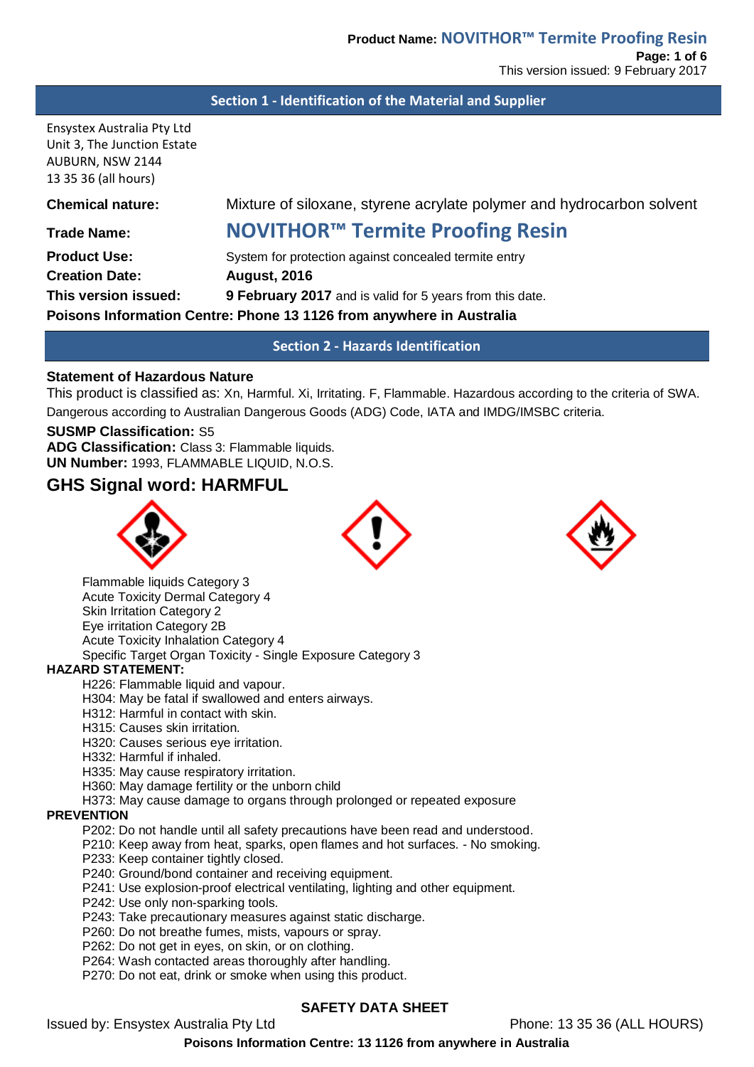## Section 1 - Identification of the Material and Supplier

Ensystex Australia Pty Ltd
Unit 3, The Junction Estate
AUBURN, NSW 2144
13 35 36 (all hours)

**Chemical nature:** Mixture of siloxane, styrene acrylate polymer and hydrocarbon solvent

**Trade Name:** **NOVITHOR™ Termite Proofing Resin**

**Product Use:** System for protection against concealed termite entry

**Creation Date:** **August, 2016**

**This version issued:** **9 February 2017** and is valid for 5 years from this date.

**Poisons Information Centre: Phone 13 1126 from anywhere in Australia**

## Section 2 - Hazards Identification

**Statement of Hazardous Nature**

This product is classified as: Xn, Harmful. Xi, Irritating. F, Flammable. Hazardous according to the criteria of SWA. Dangerous according to Australian Dangerous Goods (ADG) Code, IATA and IMDG/IMSBC criteria.

**SUSMP Classification:** S5
**ADG Classification:** Class 3: Flammable liquids.
**UN Number:** 1993, FLAMMABLE LIQUID, N.O.S.

### GHS Signal word: HARMFUL

- Flammable liquids Category 3
- Acute Toxicity Dermal Category 4
- Skin Irritation Category 2
- Eye irritation Category 2B
- Acute Toxicity Inhalation Category 4
- Specific Target Organ Toxicity - Single Exposure Category 3

**HAZARD STATEMENT:**

- H226: Flammable liquid and vapour.
- H304: May be fatal if swallowed and enters airways.
- H312: Harmful in contact with skin.
- H315: Causes skin irritation.
- H320: Causes serious eye irritation.
- H332: Harmful if inhaled.
- H335: May cause respiratory irritation.
- H360: May damage fertility or the unborn child
- H373: May cause damage to organs through prolonged or repeated exposure

**PREVENTION**

- P202: Do not handle until all safety precautions have been read and understood.
- P210: Keep away from heat, sparks, open flames and hot surfaces. - No smoking.
- P233: Keep container tightly closed.
- P240: Ground/bond container and receiving equipment.
- P241: Use explosion-proof electrical ventilating, lighting and other equipment.
- P242: Use only non-sparking tools.
- P243: Take precautionary measures against static discharge.
- P260: Do not breathe fumes, mists, vapours or spray.
- P262: Do not get in eyes, on skin, or on clothing.
- P264: Wash contacted areas thoroughly after handling.
- P270: Do not eat, drink or smoke when using this product.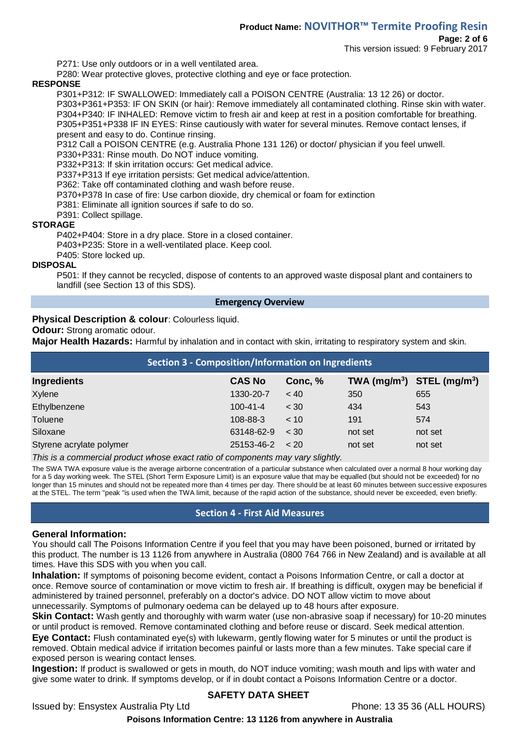P271: Use only outdoors or in a well ventilated area.
P280: Wear protective gloves, protective clothing and eye or face protection.

**RESPONSE**

P301+P312: IF SWALLOWED: Immediately call a POISON CENTRE (Australia: 13 12 26) or doctor.
P303+P361+P353: IF ON SKIN (or hair): Remove immediately all contaminated clothing. Rinse skin with water.
P304+P340: IF INHALED: Remove victim to fresh air and keep at rest in a position comfortable for breathing.
P305+P351+P338 IF IN EYES: Rinse cautiously with water for several minutes. Remove contact lenses, if present and easy to do. Continue rinsing.
P312 Call a POISON CENTRE (e.g. Australia Phone 131 126) or doctor/ physician if you feel unwell.
P330+P331: Rinse mouth. Do NOT induce vomiting.
P332+P313: If skin irritation occurs: Get medical advice.
P337+P313 If eye irritation persists: Get medical advice/attention.
P362: Take off contaminated clothing and wash before reuse.
P370+P378 In case of fire: Use carbon dioxide, dry chemical or foam for extinction
P381: Eliminate all ignition sources if safe to do so.
P391: Collect spillage.

**STORAGE**

P402+P404: Store in a dry place. Store in a closed container.
P403+P235: Store in a well-ventilated place. Keep cool.
P405: Store locked up.

**DISPOSAL**

P501: If they cannot be recycled, dispose of contents to an approved waste disposal plant and containers to landfill (see Section 13 of this SDS).

## Emergency Overview

**Physical Description & colour**: Colourless liquid.
**Odour:** Strong aromatic odour.
**Major Health Hazards:** Harmful by inhalation and in contact with skin, irritating to respiratory system and skin.

## Section 3 - Composition/Information on Ingredients

| Ingredients | CAS No | Conc, % | TWA ($mg/m^3$) | STEL ($mg/m^3$) |
|---|---|---|---|---|
| Xylene | 1330-20-7 | < 40 | 350 | 655 |
| Ethylbenzene | 100-41-4 | < 30 | 434 | 543 |
| Toluene | 108-88-3 | < 10 | 191 | 574 |
| Siloxane | 63148-62-9 | < 30 | not set | not set |
| Styrene acrylate polymer | 25153-46-2 | < 20 | not set | not set |

*This is a commercial product whose exact ratio of components may vary slightly.*

The SWA TWA exposure value is the average airborne concentration of a particular substance when calculated over a normal 8 hour working day for a 5 day working week. The STEL (Short Term Exposure Limit) is an exposure value that may be equalled (but should not be exceeded) for no longer than 15 minutes and should not be repeated more than 4 times per day. There should be at least 60 minutes between successive exposures at the STEL. The term "peak "is used when the TWA limit, because of the rapid action of the substance, should never be exceeded, even briefly.

## Section 4 - First Aid Measures

### General Information:

You should call The Poisons Information Centre if you feel that you may have been poisoned, burned or irritated by this product. The number is 13 1126 from anywhere in Australia (0800 764 766 in New Zealand) and is available at all times. Have this SDS with you when you call.

**Inhalation:** If symptoms of poisoning become evident, contact a Poisons Information Centre, or call a doctor at once. Remove source of contamination or move victim to fresh air. If breathing is difficult, oxygen may be beneficial if administered by trained personnel, preferably on a doctor's advice. DO NOT allow victim to move about unnecessarily. Symptoms of pulmonary oedema can be delayed up to 48 hours after exposure.

**Skin Contact:** Wash gently and thoroughly with warm water (use non-abrasive soap if necessary) for 10-20 minutes or until product is removed. Remove contaminated clothing and before reuse or discard. Seek medical attention.

**Eye Contact:** Flush contaminated eye(s) with lukewarm, gently flowing water for 5 minutes or until the product is removed. Obtain medical advice if irritation becomes painful or lasts more than a few minutes. Take special care if exposed person is wearing contact lenses.

**Ingestion:** If product is swallowed or gets in mouth, do NOT induce vomiting; wash mouth and lips with water and give some water to drink. If symptoms develop, or if in doubt contact a Poisons Information Centre or a doctor.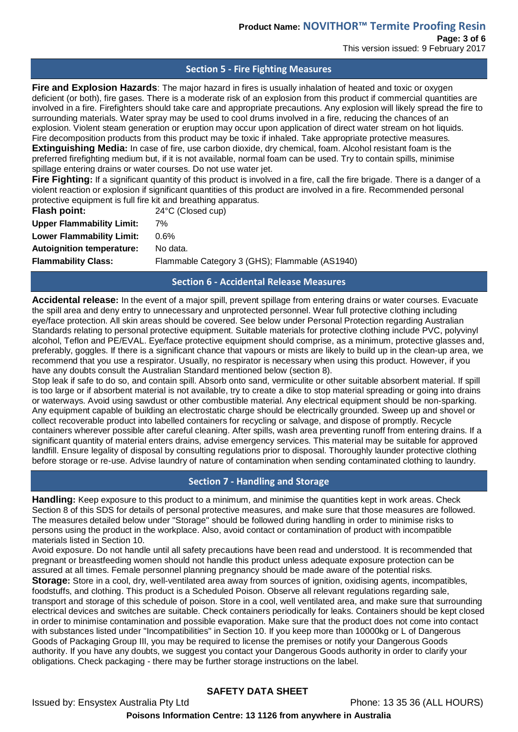## Section 5 - Fire Fighting Measures

**Fire and Explosion Hazards**: The major hazard in fires is usually inhalation of heated and toxic or oxygen deficient (or both), fire gases. There is a moderate risk of an explosion from this product if commercial quantities are involved in a fire. Firefighters should take care and appropriate precautions. Any explosion will likely spread the fire to surrounding materials. Water spray may be used to cool drums involved in a fire, reducing the chances of an explosion. Violent steam generation or eruption may occur upon application of direct water stream on hot liquids. Fire decomposition products from this product may be toxic if inhaled. Take appropriate protective measures.

**Extinguishing Media:** In case of fire, use carbon dioxide, dry chemical, foam. Alcohol resistant foam is the preferred firefighting medium but, if it is not available, normal foam can be used. Try to contain spills, minimise spillage entering drains or water courses. Do not use water jet.

**Fire Fighting:** If a significant quantity of this product is involved in a fire, call the fire brigade. There is a danger of a violent reaction or explosion if significant quantities of this product are involved in a fire. Recommended personal protective equipment is full fire kit and breathing apparatus.

| | |
|---|---|
| **Flash point:** | 24°C (Closed cup) |
| **Upper Flammability Limit:** | 7% |
| **Lower Flammability Limit:** | 0.6% |
| **Autoignition temperature:** | No data. |
| **Flammability Class:** | Flammable Category 3 (GHS); Flammable (AS1940) |

## Section 6 - Accidental Release Measures

**Accidental release:** In the event of a major spill, prevent spillage from entering drains or water courses. Evacuate the spill area and deny entry to unnecessary and unprotected personnel. Wear full protective clothing including eye/face protection. All skin areas should be covered. See below under Personal Protection regarding Australian Standards relating to personal protective equipment. Suitable materials for protective clothing include PVC, polyvinyl alcohol, Teflon and PE/EVAL. Eye/face protective equipment should comprise, as a minimum, protective glasses and, preferably, goggles. If there is a significant chance that vapours or mists are likely to build up in the clean-up area, we recommend that you use a respirator. Usually, no respirator is necessary when using this product. However, if you have any doubts consult the Australian Standard mentioned below (section 8).

Stop leak if safe to do so, and contain spill. Absorb onto sand, vermiculite or other suitable absorbent material. If spill is too large or if absorbent material is not available, try to create a dike to stop material spreading or going into drains or waterways. Avoid using sawdust or other combustible material. Any electrical equipment should be non-sparking. Any equipment capable of building an electrostatic charge should be electrically grounded. Sweep up and shovel or collect recoverable product into labelled containers for recycling or salvage, and dispose of promptly. Recycle containers wherever possible after careful cleaning. After spills, wash area preventing runoff from entering drains. If a significant quantity of material enters drains, advise emergency services. This material may be suitable for approved landfill. Ensure legality of disposal by consulting regulations prior to disposal. Thoroughly launder protective clothing before storage or re-use. Advise laundry of nature of contamination when sending contaminated clothing to laundry.

## Section 7 - Handling and Storage

**Handling:** Keep exposure to this product to a minimum, and minimise the quantities kept in work areas. Check Section 8 of this SDS for details of personal protective measures, and make sure that those measures are followed. The measures detailed below under "Storage" should be followed during handling in order to minimise risks to persons using the product in the workplace. Also, avoid contact or contamination of product with incompatible materials listed in Section 10.

Avoid exposure. Do not handle until all safety precautions have been read and understood. It is recommended that pregnant or breastfeeding women should not handle this product unless adequate exposure protection can be assured at all times. Female personnel planning pregnancy should be made aware of the potential risks.

**Storage:** Store in a cool, dry, well-ventilated area away from sources of ignition, oxidising agents, incompatibles, foodstuffs, and clothing. This product is a Scheduled Poison. Observe all relevant regulations regarding sale, transport and storage of this schedule of poison. Store in a cool, well ventilated area, and make sure that surrounding electrical devices and switches are suitable. Check containers periodically for leaks. Containers should be kept closed in order to minimise contamination and possible evaporation. Make sure that the product does not come into contact with substances listed under "Incompatibilities" in Section 10. If you keep more than 10000kg or L of Dangerous Goods of Packaging Group III, you may be required to license the premises or notify your Dangerous Goods authority. If you have any doubts, we suggest you contact your Dangerous Goods authority in order to clarify your obligations. Check packaging - there may be further storage instructions on the label.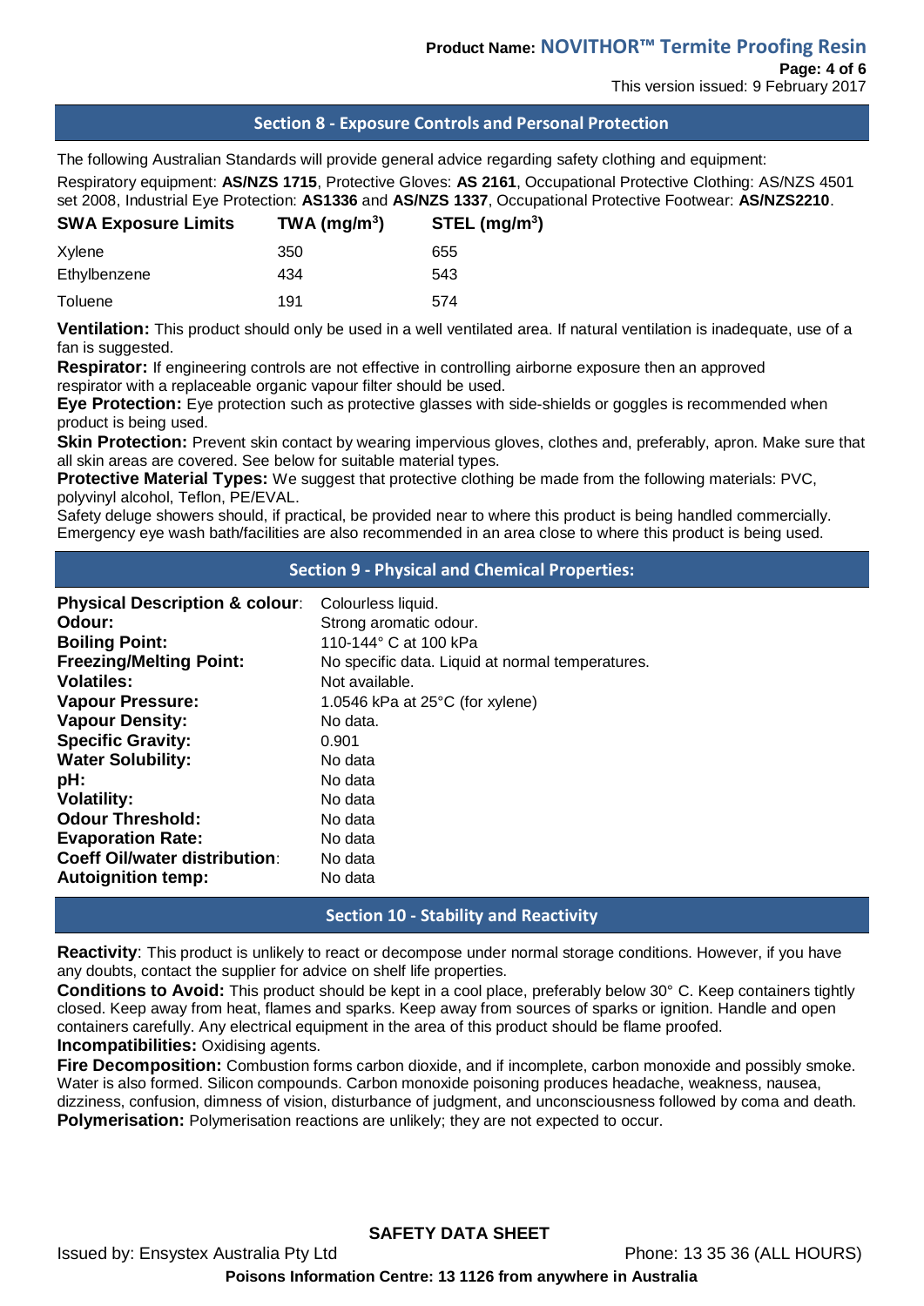## Section 8 - Exposure Controls and Personal Protection

The following Australian Standards will provide general advice regarding safety clothing and equipment:

Respiratory equipment: **AS/NZS 1715**, Protective Gloves: **AS 2161**, Occupational Protective Clothing: AS/NZS 4501 set 2008, Industrial Eye Protection: **AS1336** and **AS/NZS 1337**, Occupational Protective Footwear: **AS/NZS2210**.

| SWA Exposure Limits | TWA ($mg/m^3$) | STEL ($mg/m^3$) |
|---|---|---|
| Xylene | 350 | 655 |
| Ethylbenzene | 434 | 543 |
| Toluene | 191 | 574 |

**Ventilation:** This product should only be used in a well ventilated area. If natural ventilation is inadequate, use of a fan is suggested.

**Respirator:** If engineering controls are not effective in controlling airborne exposure then an approved respirator with a replaceable organic vapour filter should be used.

**Eye Protection:** Eye protection such as protective glasses with side-shields or goggles is recommended when product is being used.

**Skin Protection:** Prevent skin contact by wearing impervious gloves, clothes and, preferably, apron. Make sure that all skin areas are covered. See below for suitable material types.

**Protective Material Types:** We suggest that protective clothing be made from the following materials: PVC, polyvinyl alcohol, Teflon, PE/EVAL.

Safety deluge showers should, if practical, be provided near to where this product is being handled commercially. Emergency eye wash bath/facilities are also recommended in an area close to where this product is being used.

## Section 9 - Physical and Chemical Properties:

| | |
|---|---|
| **Physical Description & colour**: | Colourless liquid. |
| **Odour:** | Strong aromatic odour. |
| **Boiling Point:** | 110-144° C at 100 kPa |
| **Freezing/Melting Point:** | No specific data. Liquid at normal temperatures. |
| **Volatiles:** | Not available. |
| **Vapour Pressure:** | 1.0546 kPa at 25°C (for xylene) |
| **Vapour Density:** | No data. |
| **Specific Gravity:** | 0.901 |
| **Water Solubility:** | No data |
| **pH:** | No data |
| **Volatility:** | No data |
| **Odour Threshold:** | No data |
| **Evaporation Rate:** | No data |
| **Coeff Oil/water distribution**: | No data |
| **Autoignition temp:** | No data |

## Section 10 - Stability and Reactivity

**Reactivity**: This product is unlikely to react or decompose under normal storage conditions. However, if you have any doubts, contact the supplier for advice on shelf life properties.

**Conditions to Avoid:** This product should be kept in a cool place, preferably below 30° C. Keep containers tightly closed. Keep away from heat, flames and sparks. Keep away from sources of sparks or ignition. Handle and open containers carefully. Any electrical equipment in the area of this product should be flame proofed.

**Incompatibilities:** Oxidising agents.

**Fire Decomposition:** Combustion forms carbon dioxide, and if incomplete, carbon monoxide and possibly smoke. Water is also formed. Silicon compounds. Carbon monoxide poisoning produces headache, weakness, nausea, dizziness, confusion, dimness of vision, disturbance of judgment, and unconsciousness followed by coma and death.

**Polymerisation:** Polymerisation reactions are unlikely; they are not expected to occur.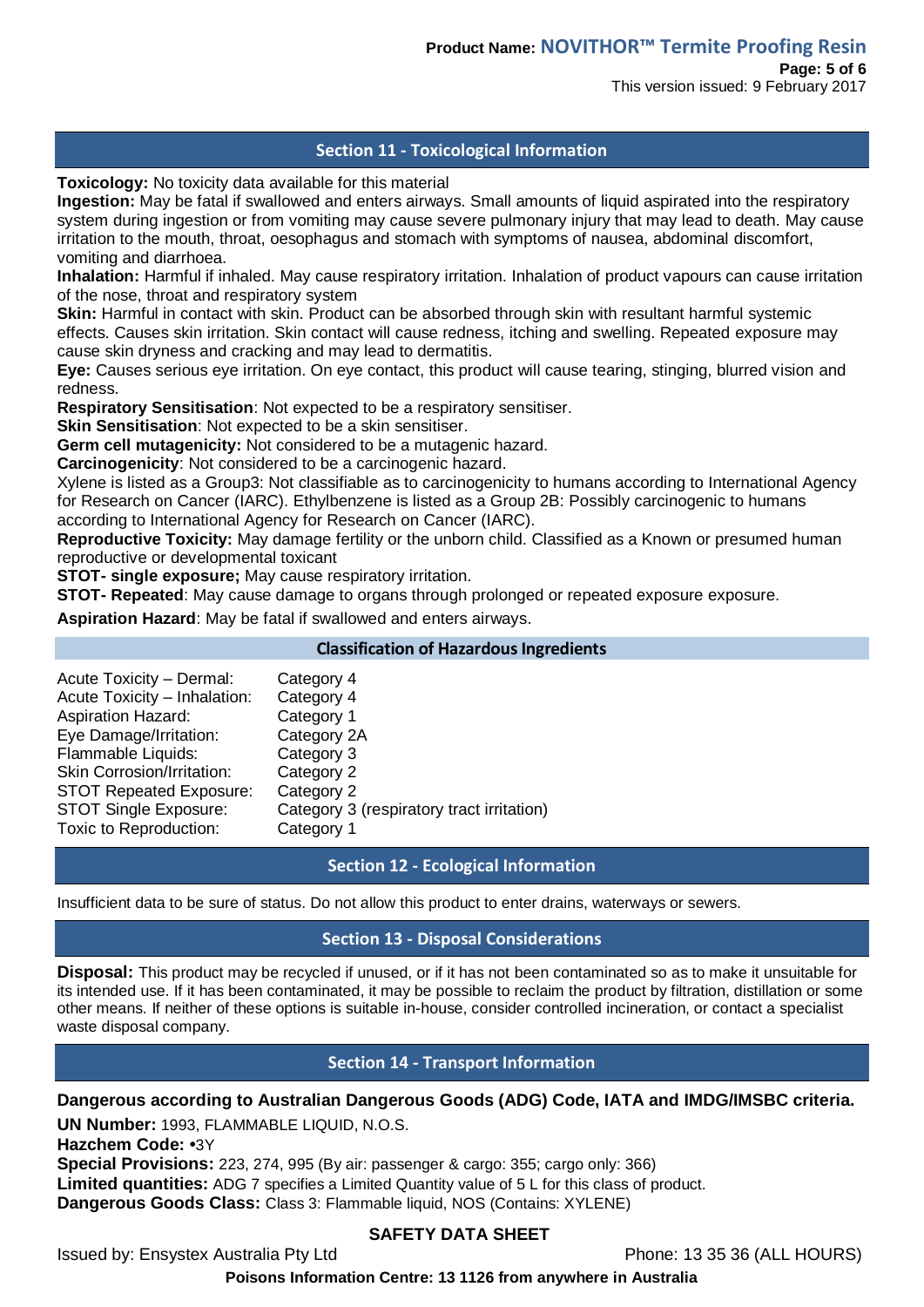## Section 11 - Toxicological Information

**Toxicology:** No toxicity data available for this material

**Ingestion:** May be fatal if swallowed and enters airways. Small amounts of liquid aspirated into the respiratory system during ingestion or from vomiting may cause severe pulmonary injury that may lead to death. May cause irritation to the mouth, throat, oesophagus and stomach with symptoms of nausea, abdominal discomfort, vomiting and diarrhoea.

**Inhalation:** Harmful if inhaled. May cause respiratory irritation. Inhalation of product vapours can cause irritation of the nose, throat and respiratory system

**Skin:** Harmful in contact with skin. Product can be absorbed through skin with resultant harmful systemic effects. Causes skin irritation. Skin contact will cause redness, itching and swelling. Repeated exposure may cause skin dryness and cracking and may lead to dermatitis.

**Eye:** Causes serious eye irritation. On eye contact, this product will cause tearing, stinging, blurred vision and redness.

**Respiratory Sensitisation**: Not expected to be a respiratory sensitiser.

**Skin Sensitisation**: Not expected to be a skin sensitiser.

**Germ cell mutagenicity:** Not considered to be a mutagenic hazard.

**Carcinogenicity**: Not considered to be a carcinogenic hazard.

Xylene is listed as a Group3: Not classifiable as to carcinogenicity to humans according to International Agency for Research on Cancer (IARC). Ethylbenzene is listed as a Group 2B: Possibly carcinogenic to humans according to International Agency for Research on Cancer (IARC).

**Reproductive Toxicity:** May damage fertility or the unborn child. Classified as a Known or presumed human reproductive or developmental toxicant

**STOT- single exposure;** May cause respiratory irritation.

**STOT- Repeated**: May cause damage to organs through prolonged or repeated exposure exposure.

**Aspiration Hazard**: May be fatal if swallowed and enters airways.

### Classification of Hazardous Ingredients

| | |
|---|---|
| Acute Toxicity – Dermal: | Category 4 |
| Acute Toxicity – Inhalation: | Category 4 |
| Aspiration Hazard: | Category 1 |
| Eye Damage/Irritation: | Category 2A |
| Flammable Liquids: | Category 3 |
| Skin Corrosion/Irritation: | Category 2 |
| STOT Repeated Exposure: | Category 2 |
| STOT Single Exposure: | Category 3 (respiratory tract irritation) |
| Toxic to Reproduction: | Category 1 |

## Section 12 - Ecological Information

Insufficient data to be sure of status. Do not allow this product to enter drains, waterways or sewers.

## Section 13 - Disposal Considerations

**Disposal:** This product may be recycled if unused, or if it has not been contaminated so as to make it unsuitable for its intended use. If it has been contaminated, it may be possible to reclaim the product by filtration, distillation or some other means. If neither of these options is suitable in-house, consider controlled incineration, or contact a specialist waste disposal company.

## Section 14 - Transport Information

**Dangerous according to Australian Dangerous Goods (ADG) Code, IATA and IMDG/IMSBC criteria.**

**UN Number:** 1993, FLAMMABLE LIQUID, N.O.S.

**Hazchem Code:** •3Y

**Special Provisions:** 223, 274, 995 (By air: passenger & cargo: 355; cargo only: 366)

**Limited quantities:** ADG 7 specifies a Limited Quantity value of 5 L for this class of product.

**Dangerous Goods Class:** Class 3: Flammable liquid, NOS (Contains: XYLENE)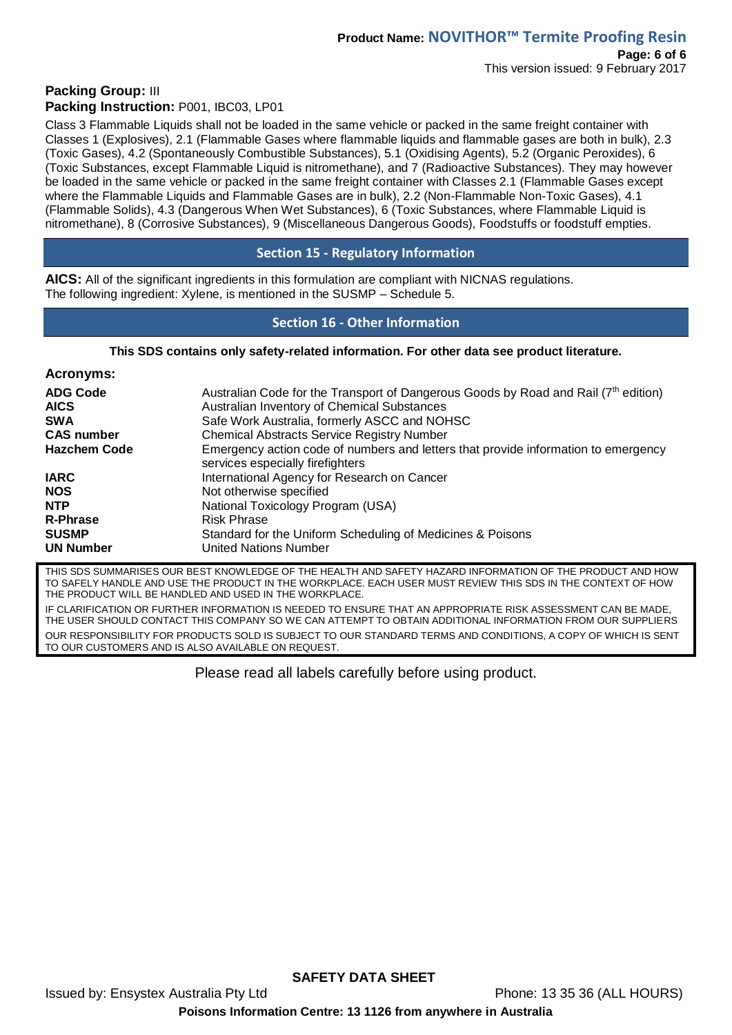**Packing Group:** III
**Packing Instruction:** P001, IBC03, LP01

Class 3 Flammable Liquids shall not be loaded in the same vehicle or packed in the same freight container with Classes 1 (Explosives), 2.1 (Flammable Gases where flammable liquids and flammable gases are both in bulk), 2.3 (Toxic Gases), 4.2 (Spontaneously Combustible Substances), 5.1 (Oxidising Agents), 5.2 (Organic Peroxides), 6 (Toxic Substances, except Flammable Liquid is nitromethane), and 7 (Radioactive Substances). They may however be loaded in the same vehicle or packed in the same freight container with Classes 2.1 (Flammable Gases except where the Flammable Liquids and Flammable Gases are in bulk), 2.2 (Non-Flammable Non-Toxic Gases), 4.1 (Flammable Solids), 4.3 (Dangerous When Wet Substances), 6 (Toxic Substances, where Flammable Liquid is nitromethane), 8 (Corrosive Substances), 9 (Miscellaneous Dangerous Goods), Foodstuffs or foodstuff empties.

## Section 15 - Regulatory Information

**AICS:** All of the significant ingredients in this formulation are compliant with NICNAS regulations.
The following ingredient: Xylene, is mentioned in the SUSMP – Schedule 5.

## Section 16 - Other Information

**This SDS contains only safety-related information. For other data see product literature.**

**Acronyms:**

| | |
|---|---|
| **ADG Code** | Australian Code for the Transport of Dangerous Goods by Road and Rail (7th edition) |
| **AICS** | Australian Inventory of Chemical Substances |
| **SWA** | Safe Work Australia, formerly ASCC and NOHSC |
| **CAS number** | Chemical Abstracts Service Registry Number |
| **Hazchem Code** | Emergency action code of numbers and letters that provide information to emergency services especially firefighters |
| **IARC** | International Agency for Research on Cancer |
| **NOS** | Not otherwise specified |
| **NTP** | National Toxicology Program (USA) |
| **R-Phrase** | Risk Phrase |
| **SUSMP** | Standard for the Uniform Scheduling of Medicines & Poisons |
| **UN Number** | United Nations Number |

THIS SDS SUMMARISES OUR BEST KNOWLEDGE OF THE HEALTH AND SAFETY HAZARD INFORMATION OF THE PRODUCT AND HOW TO SAFELY HANDLE AND USE THE PRODUCT IN THE WORKPLACE. EACH USER MUST REVIEW THIS SDS IN THE CONTEXT OF HOW THE PRODUCT WILL BE HANDLED AND USED IN THE WORKPLACE.

IF CLARIFICATION OR FURTHER INFORMATION IS NEEDED TO ENSURE THAT AN APPROPRIATE RISK ASSESSMENT CAN BE MADE, THE USER SHOULD CONTACT THIS COMPANY SO WE CAN ATTEMPT TO OBTAIN ADDITIONAL INFORMATION FROM OUR SUPPLIERS

OUR RESPONSIBILITY FOR PRODUCTS SOLD IS SUBJECT TO OUR STANDARD TERMS AND CONDITIONS, A COPY OF WHICH IS SENT TO OUR CUSTOMERS AND IS ALSO AVAILABLE ON REQUEST.

Please read all labels carefully before using product.